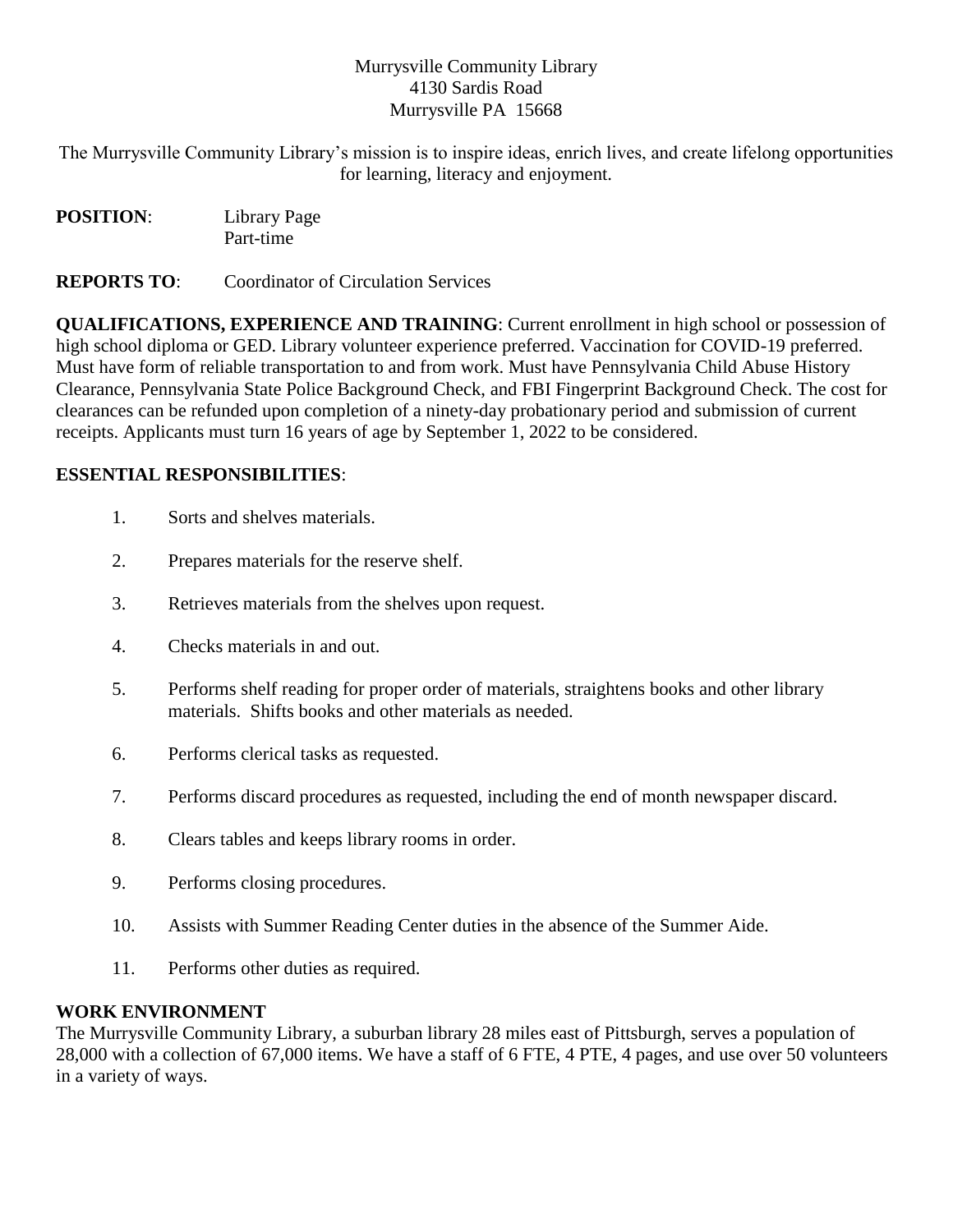Murrysville Community Library
4130 Sardis Road
Murrysville PA 15668

The Murrysville Community Library's mission is to inspire ideas, enrich lives, and create lifelong opportunities for learning, literacy and enjoyment.

**POSITION**: Library Page
Part-time

**REPORTS TO**: Coordinator of Circulation Services

**QUALIFICATIONS, EXPERIENCE AND TRAINING**: Current enrollment in high school or possession of high school diploma or GED. Library volunteer experience preferred. Vaccination for COVID-19 preferred. Must have form of reliable transportation to and from work. Must have Pennsylvania Child Abuse History Clearance, Pennsylvania State Police Background Check, and FBI Fingerprint Background Check. The cost for clearances can be refunded upon completion of a ninety-day probationary period and submission of current receipts. Applicants must turn 16 years of age by September 1, 2022 to be considered.

**ESSENTIAL RESPONSIBILITIES**:

1. Sorts and shelves materials.
2. Prepares materials for the reserve shelf.
3. Retrieves materials from the shelves upon request.
4. Checks materials in and out.
5. Performs shelf reading for proper order of materials, straightens books and other library materials. Shifts books and other materials as needed.
6. Performs clerical tasks as requested.
7. Performs discard procedures as requested, including the end of month newspaper discard.
8. Clears tables and keeps library rooms in order.
9. Performs closing procedures.
10. Assists with Summer Reading Center duties in the absence of the Summer Aide.
11. Performs other duties as required.

**WORK ENVIRONMENT**

The Murrysville Community Library, a suburban library 28 miles east of Pittsburgh, serves a population of 28,000 with a collection of 67,000 items. We have a staff of 6 FTE, 4 PTE, 4 pages, and use over 50 volunteers in a variety of ways.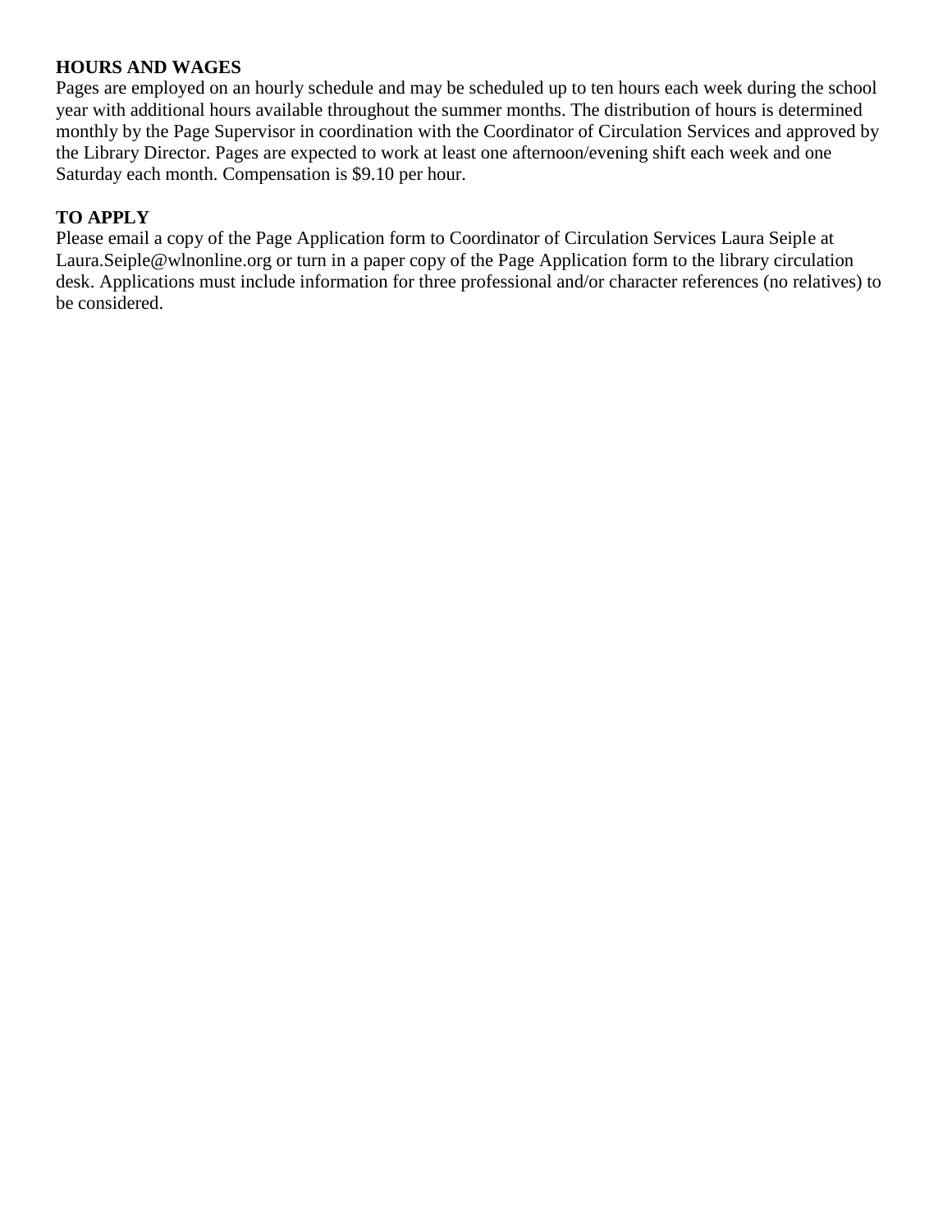**HOURS AND WAGES**
Pages are employed on an hourly schedule and may be scheduled up to ten hours each week during the school year with additional hours available throughout the summer months. The distribution of hours is determined monthly by the Page Supervisor in coordination with the Coordinator of Circulation Services and approved by the Library Director. Pages are expected to work at least one afternoon/evening shift each week and one Saturday each month. Compensation is $9.10 per hour.

**TO APPLY**
Please email a copy of the Page Application form to Coordinator of Circulation Services Laura Seiple at Laura.Seiple@wlnonline.org or turn in a paper copy of the Page Application form to the library circulation desk. Applications must include information for three professional and/or character references (no relatives) to be considered.